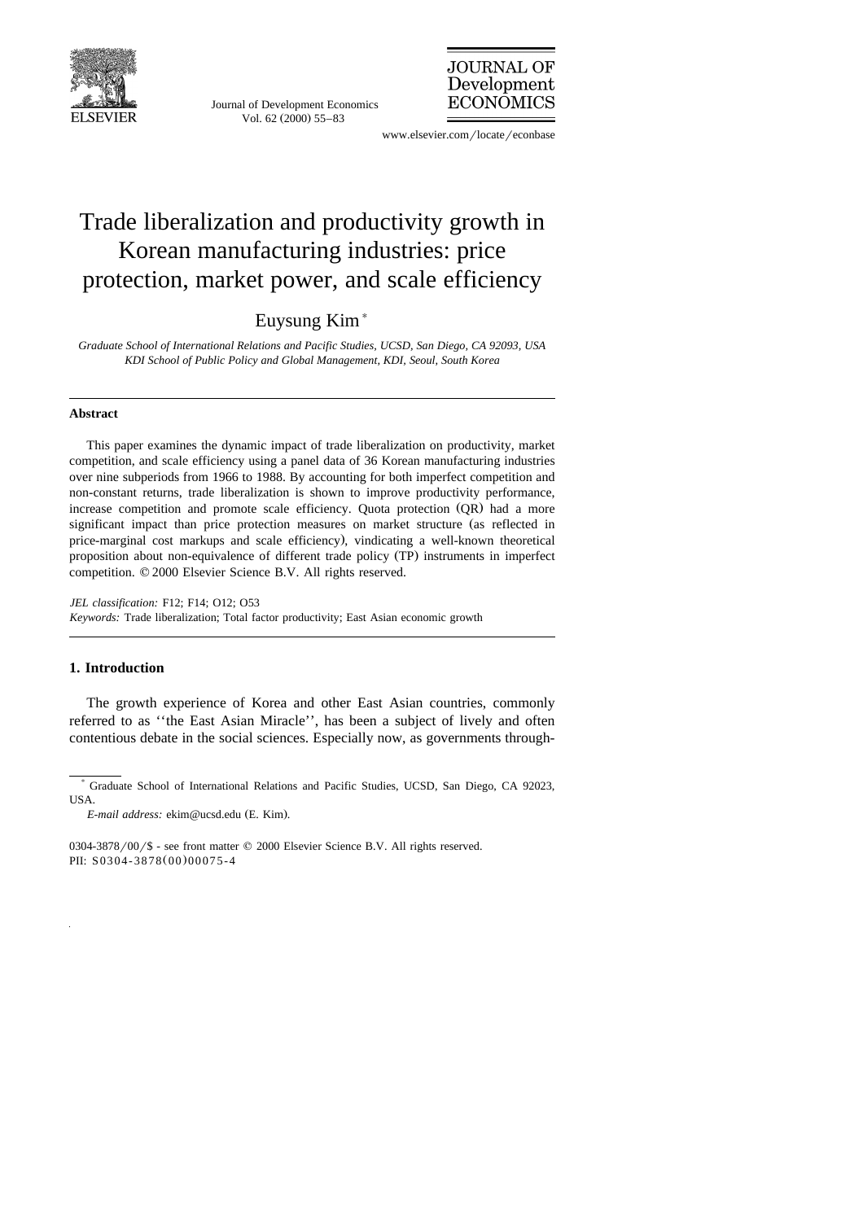# Trade liberalization and productivity growth in Korean manufacturing industries: price protection, market power, and scale efficiency

Euysung Kim *

*Graduate School of International Relations and Pacific Studies, UCSD, San Diego, CA 92093, USA*
*KDI School of Public Policy and Global Management, KDI, Seoul, South Korea*

---

### Abstract

This paper examines the dynamic impact of trade liberalization on productivity, market competition, and scale efficiency using a panel data of 36 Korean manufacturing industries over nine subperiods from 1966 to 1988. By accounting for both imperfect competition and non-constant returns, trade liberalization is shown to improve productivity performance, increase competition and promote scale efficiency. Quota protection (QR) had a more significant impact than price protection measures on market structure (as reflected in price-marginal cost markups and scale efficiency), vindicating a well-known theoretical proposition about non-equivalence of different trade policy (TP) instruments in imperfect competition. © 2000 Elsevier Science B.V. All rights reserved.

*JEL classification:* F12; F14; O12; O53

*Keywords:* Trade liberalization; Total factor productivity; East Asian economic growth

---

## 1. Introduction

The growth experience of Korea and other East Asian countries, commonly referred to as ''the East Asian Miracle'', has been a subject of lively and often contentious debate in the social sciences. Especially now, as governments through-

---

* Graduate School of International Relations and Pacific Studies, UCSD, San Diego, CA 92023, USA.

*E-mail address:* ekim@ucsd.edu (E. Kim).

0304-3878/00/$ - see front matter © 2000 Elsevier Science B.V. All rights reserved.
PII: S0304-3878(00)00075-4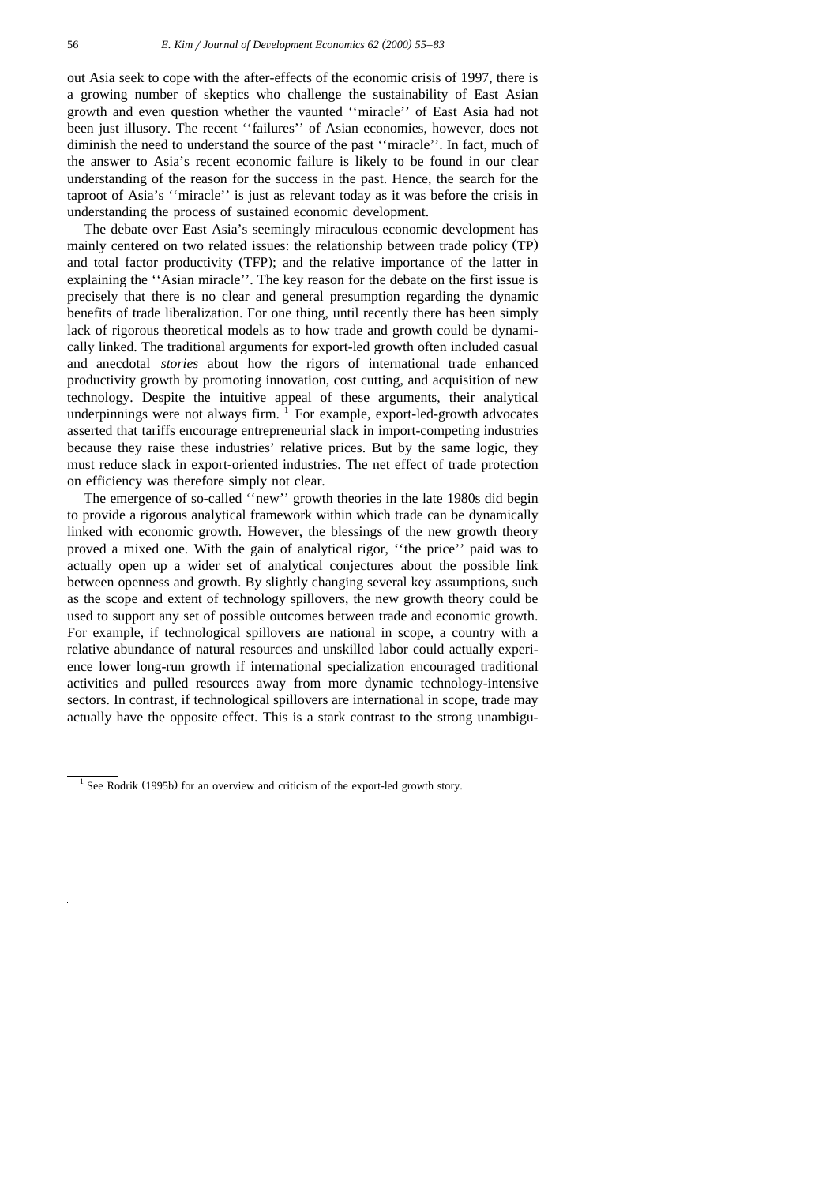out Asia seek to cope with the after-effects of the economic crisis of 1997, there is a growing number of skeptics who challenge the sustainability of East Asian growth and even question whether the vaunted ''miracle'' of East Asia had not been just illusory. The recent ''failures'' of Asian economies, however, does not diminish the need to understand the source of the past ''miracle''. In fact, much of the answer to Asia's recent economic failure is likely to be found in our clear understanding of the reason for the success in the past. Hence, the search for the taproot of Asia's ''miracle'' is just as relevant today as it was before the crisis in understanding the process of sustained economic development.

The debate over East Asia's seemingly miraculous economic development has mainly centered on two related issues: the relationship between trade policy (TP) and total factor productivity (TFP); and the relative importance of the latter in explaining the ''Asian miracle''. The key reason for the debate on the first issue is precisely that there is no clear and general presumption regarding the dynamic benefits of trade liberalization. For one thing, until recently there has been simply lack of rigorous theoretical models as to how trade and growth could be dynamically linked. The traditional arguments for export-led growth often included casual and anecdotal *stories* about how the rigors of international trade enhanced productivity growth by promoting innovation, cost cutting, and acquisition of new technology. Despite the intuitive appeal of these arguments, their analytical underpinnings were not always firm. [1] For example, export-led-growth advocates asserted that tariffs encourage entrepreneurial slack in import-competing industries because they raise these industries' relative prices. But by the same logic, they must reduce slack in export-oriented industries. The net effect of trade protection on efficiency was therefore simply not clear.

The emergence of so-called ''new'' growth theories in the late 1980s did begin to provide a rigorous analytical framework within which trade can be dynamically linked with economic growth. However, the blessings of the new growth theory proved a mixed one. With the gain of analytical rigor, ''the price'' paid was to actually open up a wider set of analytical conjectures about the possible link between openness and growth. By slightly changing several key assumptions, such as the scope and extent of technology spillovers, the new growth theory could be used to support any set of possible outcomes between trade and economic growth. For example, if technological spillovers are national in scope, a country with a relative abundance of natural resources and unskilled labor could actually experience lower long-run growth if international specialization encouraged traditional activities and pulled resources away from more dynamic technology-intensive sectors. In contrast, if technological spillovers are international in scope, trade may actually have the opposite effect. This is a stark contrast to the strong unambigu-

[1] See Rodrik (1995b) for an overview and criticism of the export-led growth story.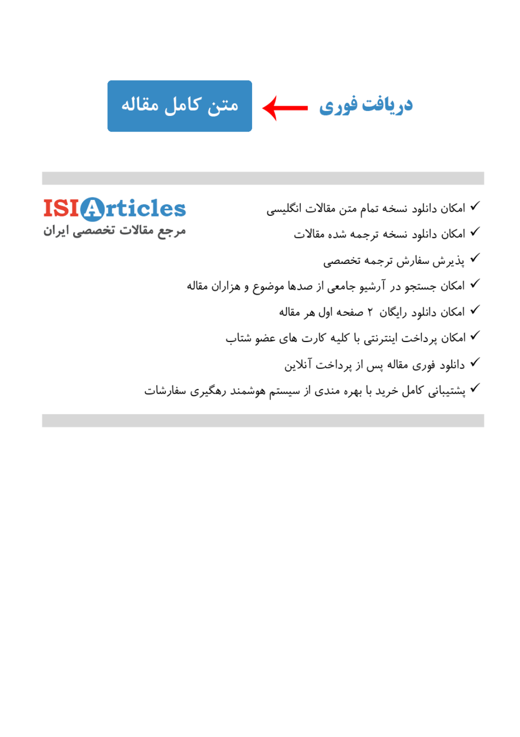دریافت فوری ← متن کامل مقاله

**ISIArticles**
مرجع مقالات تخصصی ایران

- ✓ امکان دانلود نسخه تمام متن مقالات انگلیسی
- ✓ امکان دانلود نسخه ترجمه شده مقالات
- ✓ پذیرش سفارش ترجمه تخصصی
- ✓ امکان جستجو در آرشیو جامعی از صدها موضوع و هزاران مقاله
- ✓ امکان دانلود رایگان ۲ صفحه اول هر مقاله
- ✓ امکان پرداخت اینترنتی با کلیه کارت های عضو شتاب
- ✓ دانلود فوری مقاله پس از پرداخت آنلاین
- ✓ پشتیبانی کامل خرید با بهره مندی از سیستم هوشمند رهگیری سفارشات